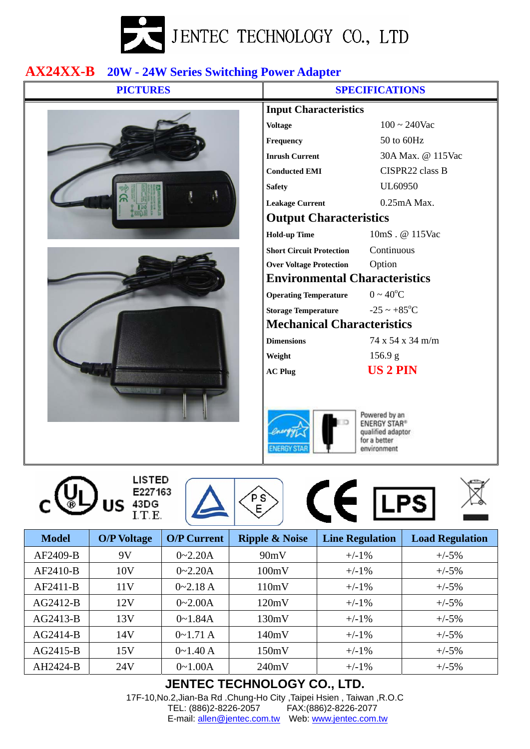# JENTEC TECHNOLOGY CO., LTD

## AX24XX-B 20W - 24W Series Switching Power Adapter

| PICTURES | SPECIFICATIONS |
|---|---|

### Input Characteristics

| | |
|---|---|
| **Voltage** | 100 ~ 240Vac |
| **Frequency** | 50 to 60Hz |
| **Inrush Current** | 30A Max. @ 115Vac |
| **Conducted EMI** | CISPR22 class B |
| **Safety** | UL60950 |
| **Leakage Current** | 0.25mA Max. |

### Output Characteristics

| | |
|---|---|
| **Hold-up Time** | 10mS . @ 115Vac |
| **Short Circuit Protection** | Continuous |
| **Over Voltage Protection** | Option |

### Environmental Characteristics

| | |
|---|---|
| **Operating Temperature** | 0 ~ 40°C |
| **Storage Temperature** | -25 ~ +85°C |

### Mechanical Characteristics

| | |
|---|---|
| **Dimensions** | 74 x 54 x 34 m/m |
| **Weight** | 156.9 g |
| **AC Plug** | **US 2 PIN** |

ENERGY STAR — Powered by an ENERGY STAR® qualified adaptor for a better environment

c UL US LISTED E227163 43DG I.T.E. — PSE — CE — LPS

| Model | O/P Voltage | O/P Current | Ripple & Noise | Line Regulation | Load Regulation |
|---|---|---|---|---|---|
| AF2409-B | 9V | 0~2.20A | 90mV | +/-1% | +/-5% |
| AF2410-B | 10V | 0~2.20A | 100mV | +/-1% | +/-5% |
| AF2411-B | 11V | 0~2.18 A | 110mV | +/-1% | +/-5% |
| AG2412-B | 12V | 0~2.00A | 120mV | +/-1% | +/-5% |
| AG2413-B | 13V | 0~1.84A | 130mV | +/-1% | +/-5% |
| AG2414-B | 14V | 0~1.71 A | 140mV | +/-1% | +/-5% |
| AG2415-B | 15V | 0~1.40 A | 150mV | +/-1% | +/-5% |
| AH2424-B | 24V | 0~1.00A | 240mV | +/-1% | +/-5% |

**JENTEC TECHNOLOGY CO., LTD.**

17F-10,No.2,Jian-Ba Rd .Chung-Ho City ,Taipei Hsien , Taiwan ,R.O.C

TEL: (886)2-8226-2057 FAX:(886)2-8226-2077

E-mail: allen@jentec.com.tw Web: www.jentec.com.tw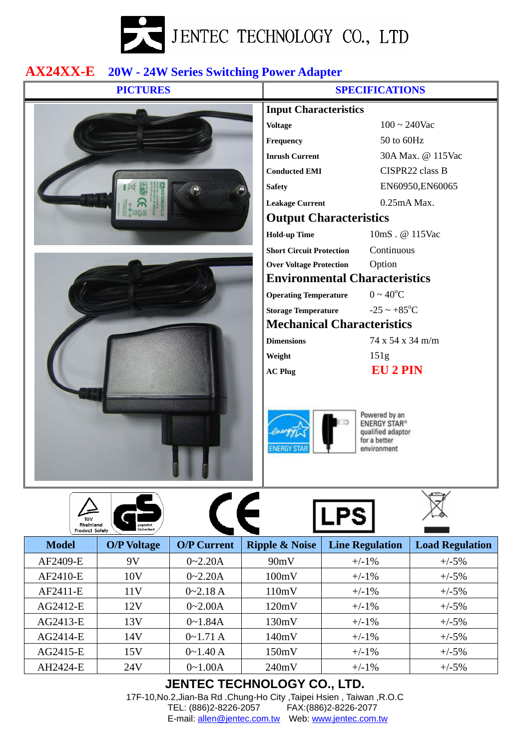# JENTEC TECHNOLOGY CO., LTD

## AX24XX-E 20W - 24W Series Switching Power Adapter

| PICTURES | SPECIFICATIONS |
|---|---|

### Input Characteristics

| | |
|---|---|
| **Voltage** | 100 ~ 240Vac |
| **Frequency** | 50 to 60Hz |
| **Inrush Current** | 30A Max. @ 115Vac |
| **Conducted EMI** | CISPR22 class B |
| **Safety** | EN60950,EN60065 |
| **Leakage Current** | 0.25mA Max. |

### Output Characteristics

| | |
|---|---|
| **Hold-up Time** | 10mS . @ 115Vac |
| **Short Circuit Protection** | Continuous |
| **Over Voltage Protection** | Option |

### Environmental Characteristics

| | |
|---|---|
| **Operating Temperature** | 0 ~ 40°C |
| **Storage Temperature** | -25 ~ +85°C |

### Mechanical Characteristics

| | |
|---|---|
| **Dimensions** | 74 x 54 x 34 m/m |
| **Weight** | 151g |
| **AC Plug** | **EU 2 PIN** |

ENERGY STAR

Powered by an ENERGY STAR® qualified adaptor for a better environment

TUV Rheinland Product Safety — GS geprüfte Sicherheit — CE — LPS

| Model | O/P Voltage | O/P Current | Ripple & Noise | Line Regulation | Load Regulation |
|---|---|---|---|---|---|
| AF2409-E | 9V | 0~2.20A | 90mV | +/-1% | +/-5% |
| AF2410-E | 10V | 0~2.20A | 100mV | +/-1% | +/-5% |
| AF2411-E | 11V | 0~2.18 A | 110mV | +/-1% | +/-5% |
| AG2412-E | 12V | 0~2.00A | 120mV | +/-1% | +/-5% |
| AG2413-E | 13V | 0~1.84A | 130mV | +/-1% | +/-5% |
| AG2414-E | 14V | 0~1.71 A | 140mV | +/-1% | +/-5% |
| AG2415-E | 15V | 0~1.40 A | 150mV | +/-1% | +/-5% |
| AH2424-E | 24V | 0~1.00A | 240mV | +/-1% | +/-5% |

**JENTEC TECHNOLOGY CO., LTD.**

17F-10,No.2,Jian-Ba Rd .Chung-Ho City ,Taipei Hsien , Taiwan ,R.O.C

TEL: (886)2-8226-2057 FAX:(886)2-8226-2077

E-mail: allen@jentec.com.tw Web: www.jentec.com.tw